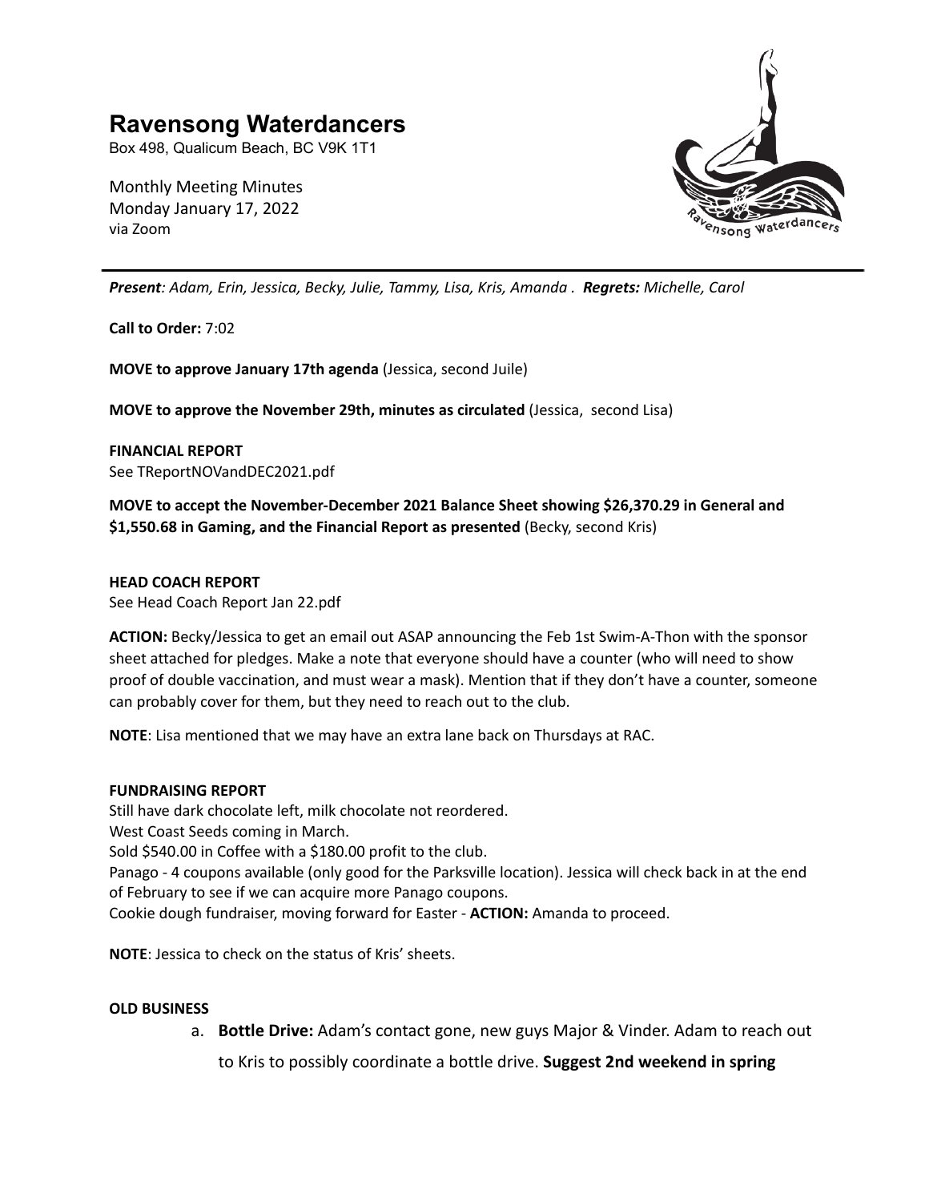# Ravensong Waterdancers

Box 498, Qualicum Beach, BC V9K 1T1

Monthly Meeting Minutes
Monday January 17, 2022
via Zoom

---

***Present**: Adam, Erin, Jessica, Becky, Julie, Tammy, Lisa, Kris, Amanda .* ***Regrets:** Michelle, Carol*

**Call to Order:** 7:02

**MOVE to approve January 17th agenda** (Jessica, second Juile)

**MOVE to approve the November 29th, minutes as circulated** (Jessica, second Lisa)

**FINANCIAL REPORT**
See TReportNOVandDEC2021.pdf

**MOVE to accept the November-December 2021 Balance Sheet showing $26,370.29 in General and $1,550.68 in Gaming, and the Financial Report as presented** (Becky, second Kris)

**HEAD COACH REPORT**
See Head Coach Report Jan 22.pdf

**ACTION:** Becky/Jessica to get an email out ASAP announcing the Feb 1st Swim-A-Thon with the sponsor sheet attached for pledges. Make a note that everyone should have a counter (who will need to show proof of double vaccination, and must wear a mask). Mention that if they don't have a counter, someone can probably cover for them, but they need to reach out to the club.

**NOTE**: Lisa mentioned that we may have an extra lane back on Thursdays at RAC.

**FUNDRAISING REPORT**
Still have dark chocolate left, milk chocolate not reordered.
West Coast Seeds coming in March.
Sold $540.00 in Coffee with a $180.00 profit to the club.
Panago - 4 coupons available (only good for the Parksville location). Jessica will check back in at the end of February to see if we can acquire more Panago coupons.
Cookie dough fundraiser, moving forward for Easter - **ACTION:** Amanda to proceed.

**NOTE**: Jessica to check on the status of Kris' sheets.

**OLD BUSINESS**

a. **Bottle Drive:** Adam's contact gone, new guys Major & Vinder. Adam to reach out to Kris to possibly coordinate a bottle drive. **Suggest 2nd weekend in spring**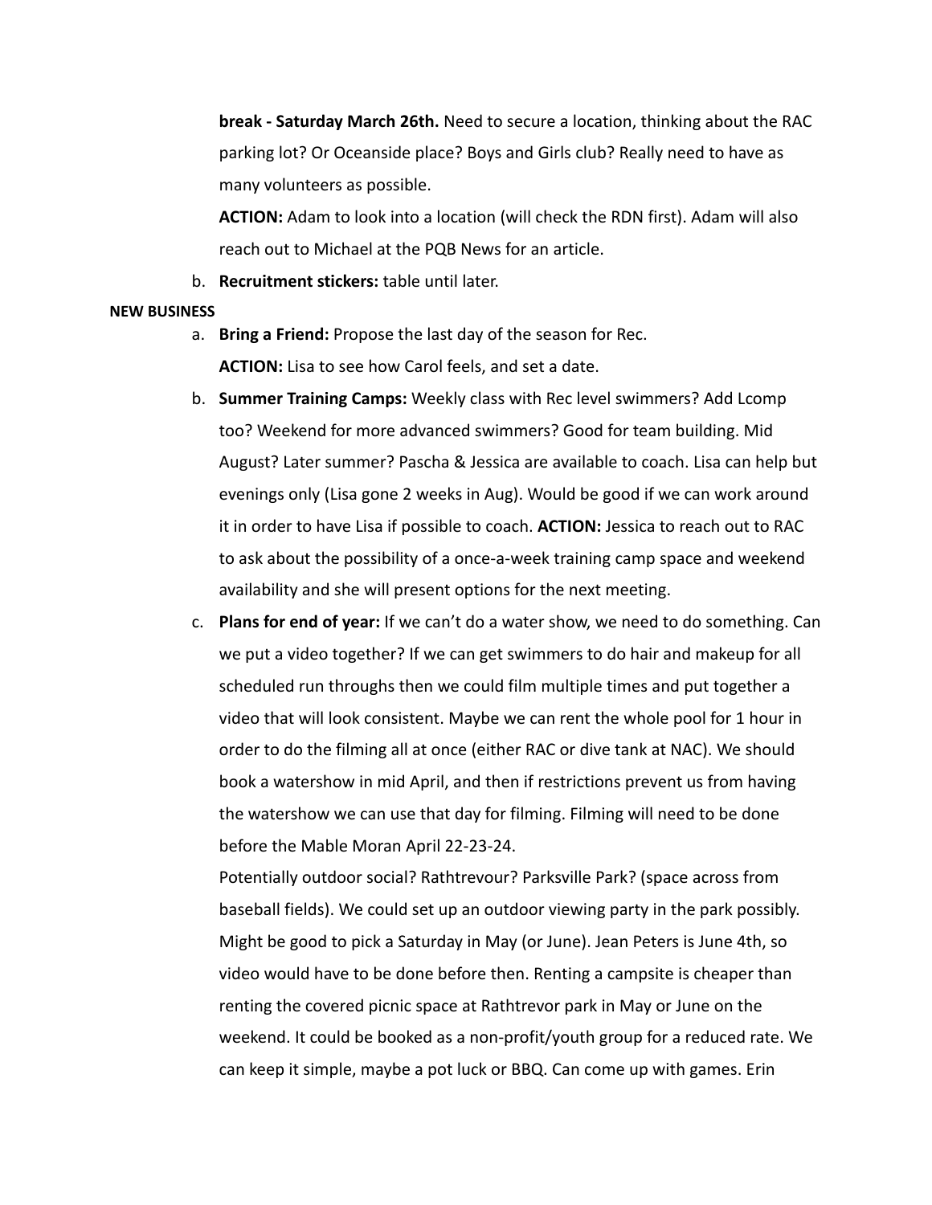**break - Saturday March 26th.** Need to secure a location, thinking about the RAC parking lot? Or Oceanside place? Boys and Girls club? Really need to have as many volunteers as possible.

**ACTION:** Adam to look into a location (will check the RDN first). Adam will also reach out to Michael at the PQB News for an article.

b. **Recruitment stickers:** table until later.

**NEW BUSINESS**

a. **Bring a Friend:** Propose the last day of the season for Rec.

   **ACTION:** Lisa to see how Carol feels, and set a date.

b. **Summer Training Camps:** Weekly class with Rec level swimmers? Add Lcomp too? Weekend for more advanced swimmers? Good for team building. Mid August? Later summer? Pascha & Jessica are available to coach. Lisa can help but evenings only (Lisa gone 2 weeks in Aug). Would be good if we can work around it in order to have Lisa if possible to coach. **ACTION:** Jessica to reach out to RAC to ask about the possibility of a once-a-week training camp space and weekend availability and she will present options for the next meeting.

c. **Plans for end of year:** If we can't do a water show, we need to do something. Can we put a video together? If we can get swimmers to do hair and makeup for all scheduled run throughs then we could film multiple times and put together a video that will look consistent. Maybe we can rent the whole pool for 1 hour in order to do the filming all at once (either RAC or dive tank at NAC). We should book a watershow in mid April, and then if restrictions prevent us from having the watershow we can use that day for filming. Filming will need to be done before the Mable Moran April 22-23-24.

   Potentially outdoor social? Rathtrevour? Parksville Park? (space across from baseball fields). We could set up an outdoor viewing party in the park possibly. Might be good to pick a Saturday in May (or June). Jean Peters is June 4th, so video would have to be done before then. Renting a campsite is cheaper than renting the covered picnic space at Rathtrevor park in May or June on the weekend. It could be booked as a non-profit/youth group for a reduced rate. We can keep it simple, maybe a pot luck or BBQ. Can come up with games. Erin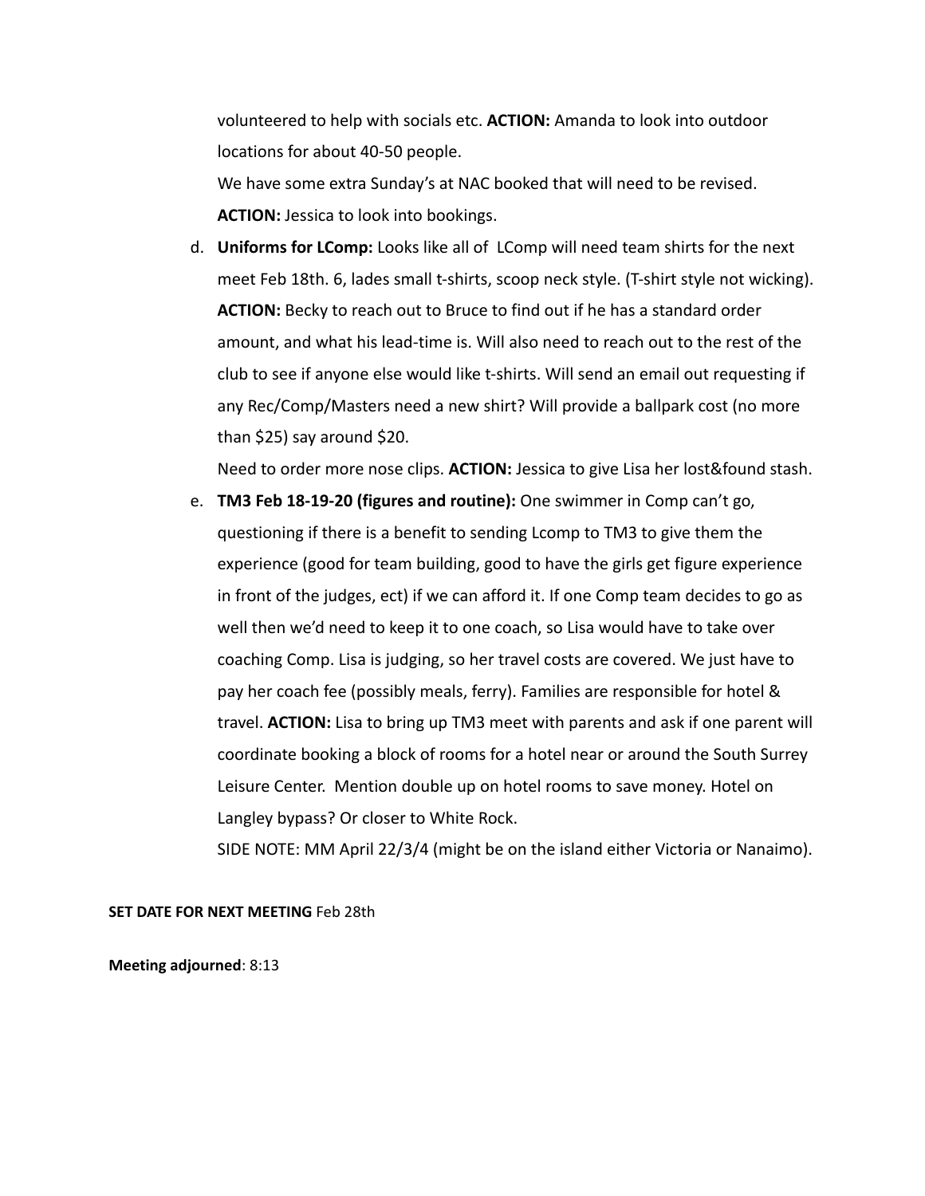volunteered to help with socials etc. **ACTION:** Amanda to look into outdoor locations for about 40-50 people.

We have some extra Sunday's at NAC booked that will need to be revised. **ACTION:** Jessica to look into bookings.

d. **Uniforms for LComp:** Looks like all of LComp will need team shirts for the next meet Feb 18th. 6, lades small t-shirts, scoop neck style. (T-shirt style not wicking). **ACTION:** Becky to reach out to Bruce to find out if he has a standard order amount, and what his lead-time is. Will also need to reach out to the rest of the club to see if anyone else would like t-shirts. Will send an email out requesting if any Rec/Comp/Masters need a new shirt? Will provide a ballpark cost (no more than $25) say around $20.

   Need to order more nose clips. **ACTION:** Jessica to give Lisa her lost&found stash.

e. **TM3 Feb 18-19-20 (figures and routine):** One swimmer in Comp can't go, questioning if there is a benefit to sending Lcomp to TM3 to give them the experience (good for team building, good to have the girls get figure experience in front of the judges, ect) if we can afford it. If one Comp team decides to go as well then we'd need to keep it to one coach, so Lisa would have to take over coaching Comp. Lisa is judging, so her travel costs are covered. We just have to pay her coach fee (possibly meals, ferry). Families are responsible for hotel & travel. **ACTION:** Lisa to bring up TM3 meet with parents and ask if one parent will coordinate booking a block of rooms for a hotel near or around the South Surrey Leisure Center. Mention double up on hotel rooms to save money. Hotel on Langley bypass? Or closer to White Rock.

   SIDE NOTE: MM April 22/3/4 (might be on the island either Victoria or Nanaimo).

**SET DATE FOR NEXT MEETING** Feb 28th

**Meeting adjourned**: 8:13